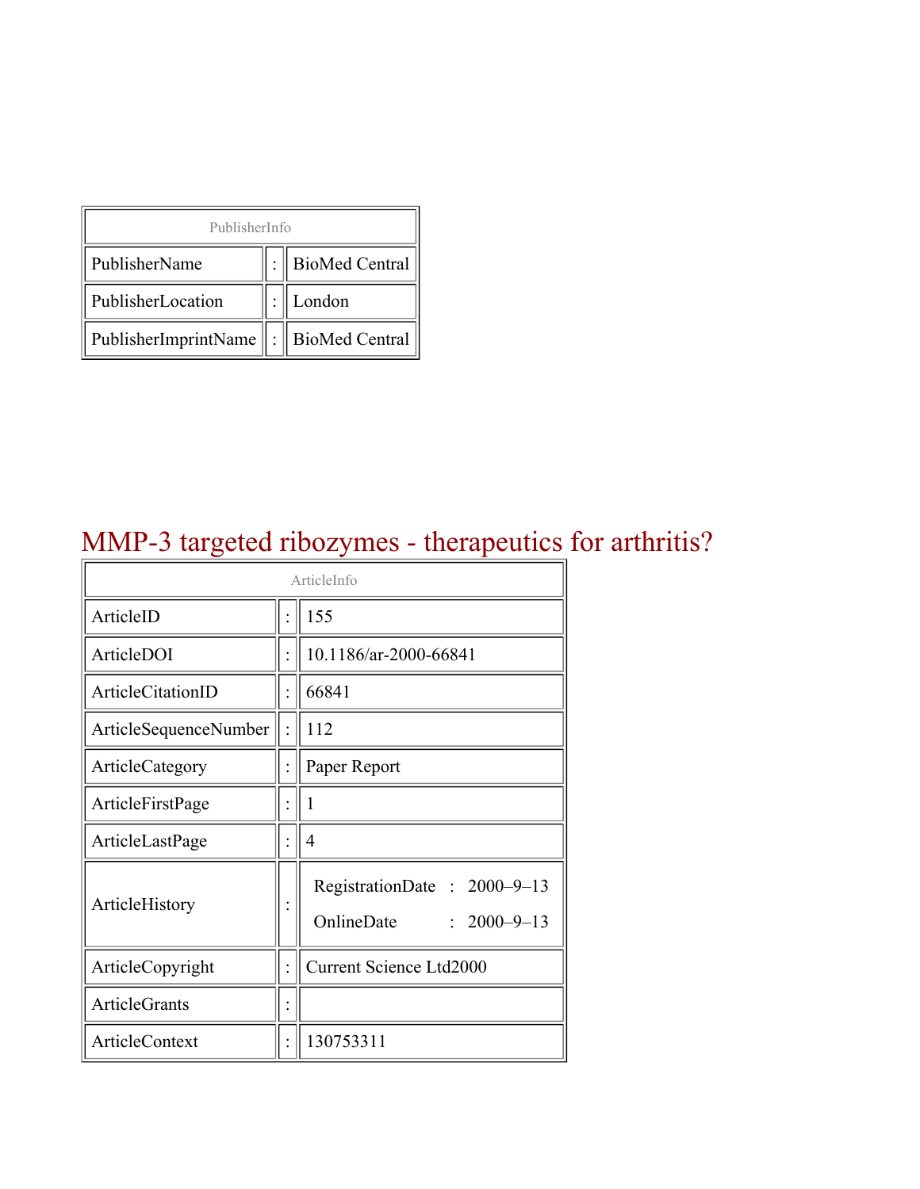| PublisherInfo | | |
|---|---|---|
| PublisherName | : | BioMed Central |
| PublisherLocation | : | London |
| PublisherImprintName | : | BioMed Central |

# MMP-3 targeted ribozymes - therapeutics for arthritis?

| ArticleInfo | | |
|---|---|---|
| ArticleID | : | 155 |
| ArticleDOI | : | 10.1186/ar-2000-66841 |
| ArticleCitationID | : | 66841 |
| ArticleSequenceNumber | : | 112 |
| ArticleCategory | : | Paper Report |
| ArticleFirstPage | : | 1 |
| ArticleLastPage | : | 4 |
| ArticleHistory | : | RegistrationDate : 2000–9–13<br>OnlineDate : 2000–9–13 |
| ArticleCopyright | : | Current Science Ltd2000 |
| ArticleGrants | : | |
| ArticleContext | : | 130753311 |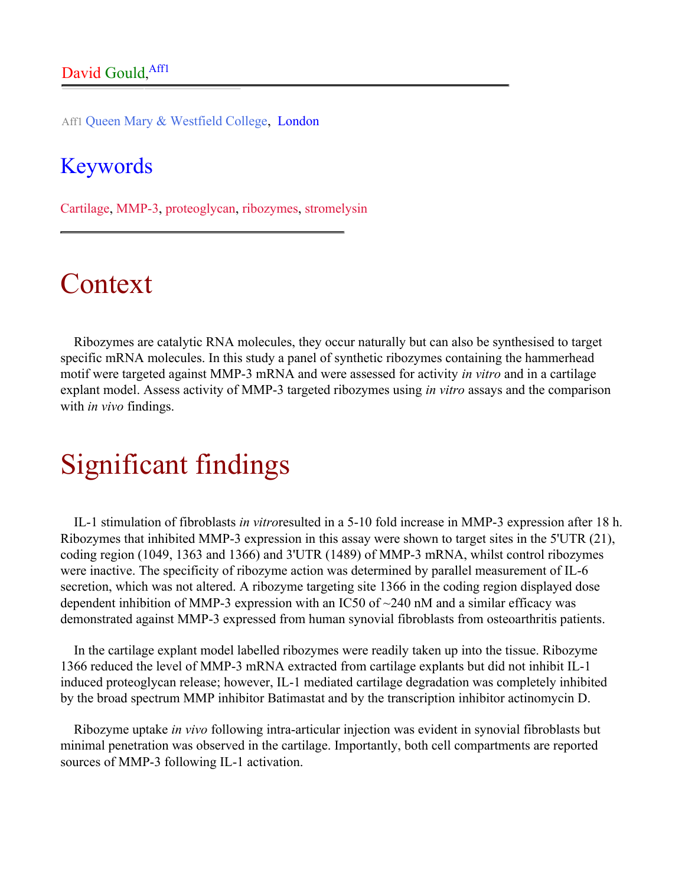David Gould,[Aff1]

Aff1 Queen Mary & Westfield College, London

## Keywords

Cartilage, MMP-3, proteoglycan, ribozymes, stromelysin

# Context

Ribozymes are catalytic RNA molecules, they occur naturally but can also be synthesised to target specific mRNA molecules. In this study a panel of synthetic ribozymes containing the hammerhead motif were targeted against MMP-3 mRNA and were assessed for activity *in vitro* and in a cartilage explant model. Assess activity of MMP-3 targeted ribozymes using *in vitro* assays and the comparison with *in vivo* findings.

# Significant findings

IL-1 stimulation of fibroblasts *in vitro*resulted in a 5-10 fold increase in MMP-3 expression after 18 h. Ribozymes that inhibited MMP-3 expression in this assay were shown to target sites in the 5'UTR (21), coding region (1049, 1363 and 1366) and 3'UTR (1489) of MMP-3 mRNA, whilst control ribozymes were inactive. The specificity of ribozyme action was determined by parallel measurement of IL-6 secretion, which was not altered. A ribozyme targeting site 1366 in the coding region displayed dose dependent inhibition of MMP-3 expression with an IC50 of ~240 nM and a similar efficacy was demonstrated against MMP-3 expressed from human synovial fibroblasts from osteoarthritis patients.

In the cartilage explant model labelled ribozymes were readily taken up into the tissue. Ribozyme 1366 reduced the level of MMP-3 mRNA extracted from cartilage explants but did not inhibit IL-1 induced proteoglycan release; however, IL-1 mediated cartilage degradation was completely inhibited by the broad spectrum MMP inhibitor Batimastat and by the transcription inhibitor actinomycin D.

Ribozyme uptake *in vivo* following intra-articular injection was evident in synovial fibroblasts but minimal penetration was observed in the cartilage. Importantly, both cell compartments are reported sources of MMP-3 following IL-1 activation.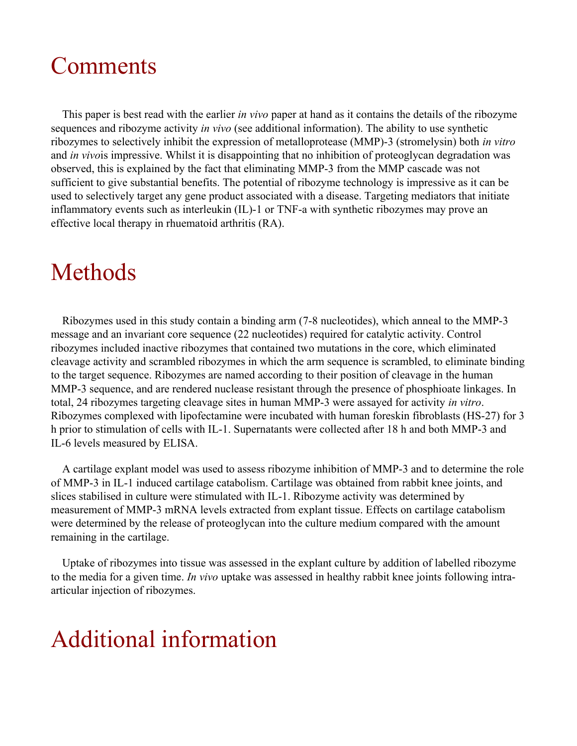# Comments

This paper is best read with the earlier *in vivo* paper at hand as it contains the details of the ribozyme sequences and ribozyme activity *in vivo* (see additional information). The ability to use synthetic ribozymes to selectively inhibit the expression of metalloprotease (MMP)-3 (stromelysin) both *in vitro* and *in vivo*is impressive. Whilst it is disappointing that no inhibition of proteoglycan degradation was observed, this is explained by the fact that eliminating MMP-3 from the MMP cascade was not sufficient to give substantial benefits. The potential of ribozyme technology is impressive as it can be used to selectively target any gene product associated with a disease. Targeting mediators that initiate inflammatory events such as interleukin (IL)-1 or TNF-a with synthetic ribozymes may prove an effective local therapy in rhuematoid arthritis (RA).

# Methods

Ribozymes used in this study contain a binding arm (7-8 nucleotides), which anneal to the MMP-3 message and an invariant core sequence (22 nucleotides) required for catalytic activity. Control ribozymes included inactive ribozymes that contained two mutations in the core, which eliminated cleavage activity and scrambled ribozymes in which the arm sequence is scrambled, to eliminate binding to the target sequence. Ribozymes are named according to their position of cleavage in the human MMP-3 sequence, and are rendered nuclease resistant through the presence of phosphioate linkages. In total, 24 ribozymes targeting cleavage sites in human MMP-3 were assayed for activity *in vitro*. Ribozymes complexed with lipofectamine were incubated with human foreskin fibroblasts (HS-27) for 3 h prior to stimulation of cells with IL-1. Supernatants were collected after 18 h and both MMP-3 and IL-6 levels measured by ELISA.

A cartilage explant model was used to assess ribozyme inhibition of MMP-3 and to determine the role of MMP-3 in IL-1 induced cartilage catabolism. Cartilage was obtained from rabbit knee joints, and slices stabilised in culture were stimulated with IL-1. Ribozyme activity was determined by measurement of MMP-3 mRNA levels extracted from explant tissue. Effects on cartilage catabolism were determined by the release of proteoglycan into the culture medium compared with the amount remaining in the cartilage.

Uptake of ribozymes into tissue was assessed in the explant culture by addition of labelled ribozyme to the media for a given time. *In vivo* uptake was assessed in healthy rabbit knee joints following intra-articular injection of ribozymes.

# Additional information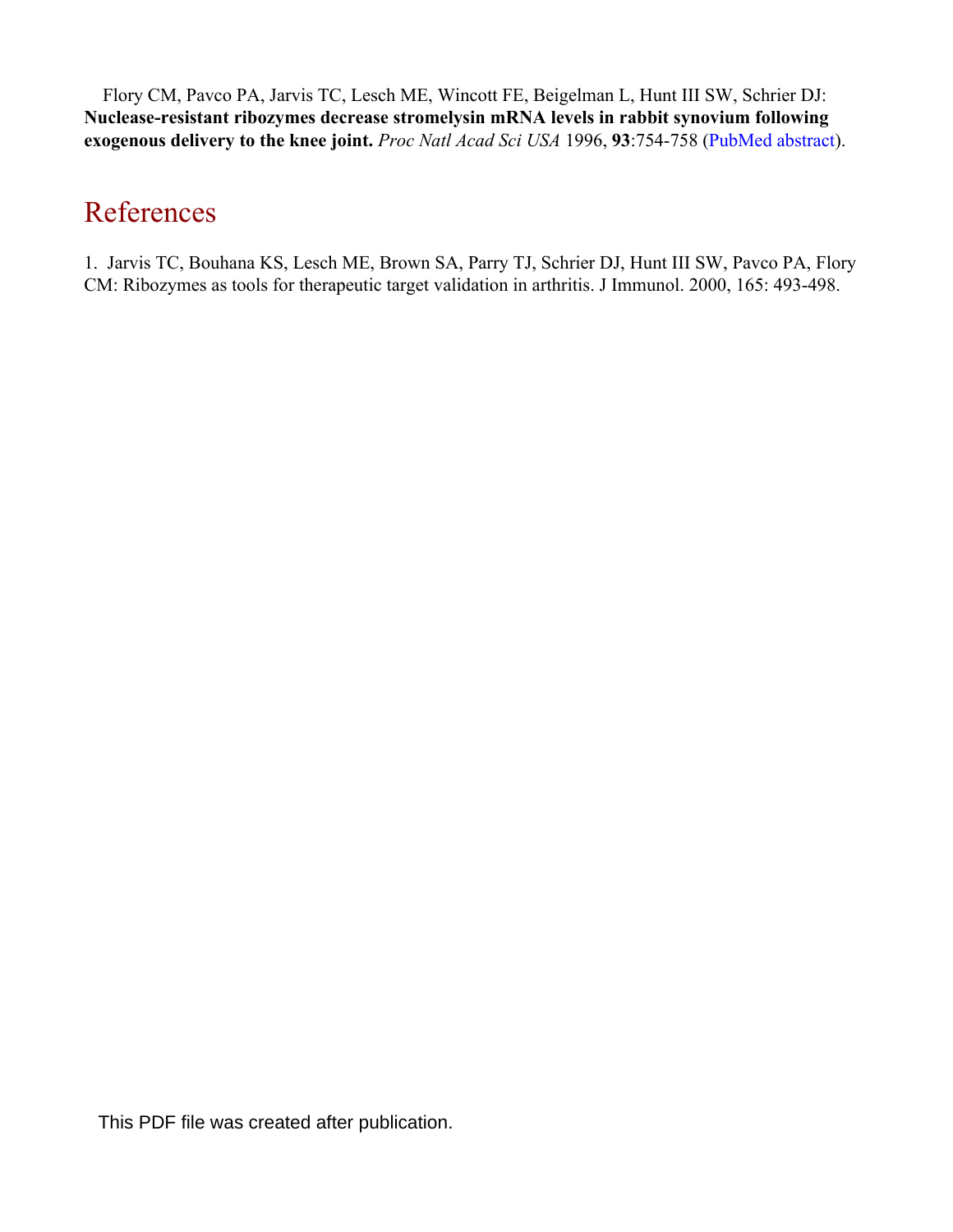Flory CM, Pavco PA, Jarvis TC, Lesch ME, Wincott FE, Beigelman L, Hunt III SW, Schrier DJ: **Nuclease-resistant ribozymes decrease stromelysin mRNA levels in rabbit synovium following exogenous delivery to the knee joint.** *Proc Natl Acad Sci USA* 1996, **93**:754-758 (PubMed abstract).

## References

1. Jarvis TC, Bouhana KS, Lesch ME, Brown SA, Parry TJ, Schrier DJ, Hunt III SW, Pavco PA, Flory CM: Ribozymes as tools for therapeutic target validation in arthritis. J Immunol. 2000, 165: 493-498.

This PDF file was created after publication.